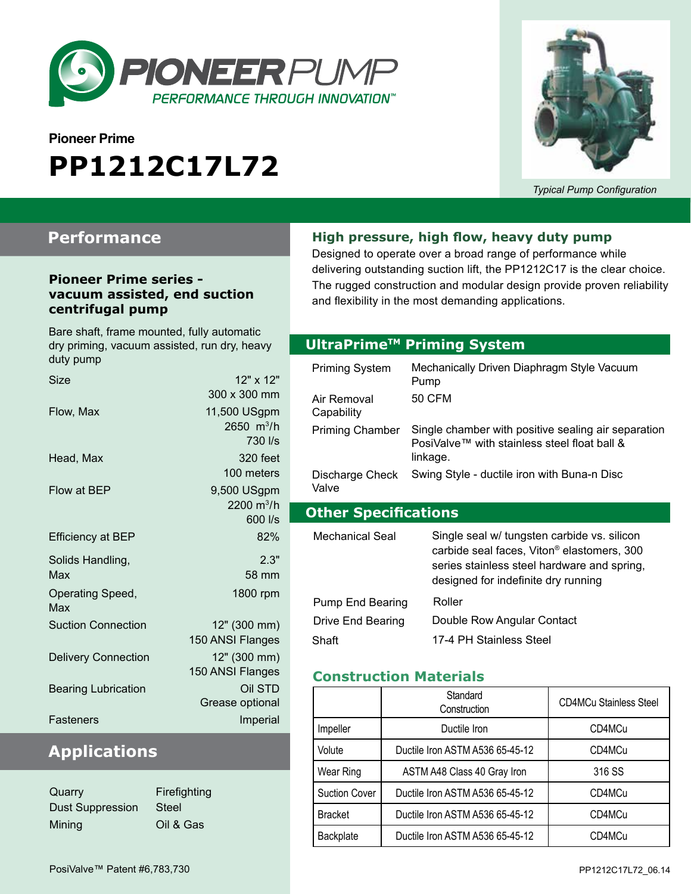# PIONEERPUMP

PERFORMANCE THROUGH INNOVATION™

**Pioneer Prime**

# PP1212C17L72

*Typical Pump Configuration*

## Performance

### Pioneer Prime series - vacuum assisted, end suction centrifugal pump

Bare shaft, frame mounted, fully automatic dry priming, vacuum assisted, run dry, heavy duty pump

| | |
|---|---|
| Size | 12" x 12"<br>300 x 300 mm |
| Flow, Max | 11,500 USgpm<br>2650 $m^3/h$<br>730 l/s |
| Head, Max | 320 feet<br>100 meters |
| Flow at BEP | 9,500 USgpm<br>2200 $m^3/h$<br>600 l/s |
| Efficiency at BEP | 82% |
| Solids Handling, Max | 2.3"<br>58 mm |
| Operating Speed, Max | 1800 rpm |
| Suction Connection | 12" (300 mm)<br>150 ANSI Flanges |
| Delivery Connection | 12" (300 mm)<br>150 ANSI Flanges |
| Bearing Lubrication | Oil STD<br>Grease optional |
| Fasteners | Imperial |

## Applications

- Quarry
- Dust Suppression
- Mining
- Firefighting
- Steel
- Oil & Gas

### High pressure, high flow, heavy duty pump

Designed to operate over a broad range of performance while delivering outstanding suction lift, the PP1212C17 is the clear choice. The rugged construction and modular design provide proven reliability and flexibility in the most demanding applications.

## UltraPrime™ Priming System

| | |
|---|---|
| Priming System | Mechanically Driven Diaphragm Style Vacuum Pump |
| Air Removal Capability | 50 CFM |
| Priming Chamber | Single chamber with positive sealing air separation PosiValve™ with stainless steel float ball & linkage. |
| Discharge Check Valve | Swing Style - ductile iron with Buna-n Disc |

## Other Specifications

| | |
|---|---|
| Mechanical Seal | Single seal w/ tungsten carbide vs. silicon carbide seal faces, Viton® elastomers, 300 series stainless steel hardware and spring, designed for indefinite dry running |
| Pump End Bearing | Roller |
| Drive End Bearing | Double Row Angular Contact |
| Shaft | 17-4 PH Stainless Steel |

### Construction Materials

| | Standard Construction | CD4MCu Stainless Steel |
|---|---|---|
| Impeller | Ductile Iron | CD4MCu |
| Volute | Ductile Iron ASTM A536 65-45-12 | CD4MCu |
| Wear Ring | ASTM A48 Class 40 Gray Iron | 316 SS |
| Suction Cover | Ductile Iron ASTM A536 65-45-12 | CD4MCu |
| Bracket | Ductile Iron ASTM A536 65-45-12 | CD4MCu |
| Backplate | Ductile Iron ASTM A536 65-45-12 | CD4MCu |

PosiValve™ Patent #6,783,730

PP1212C17L72_06.14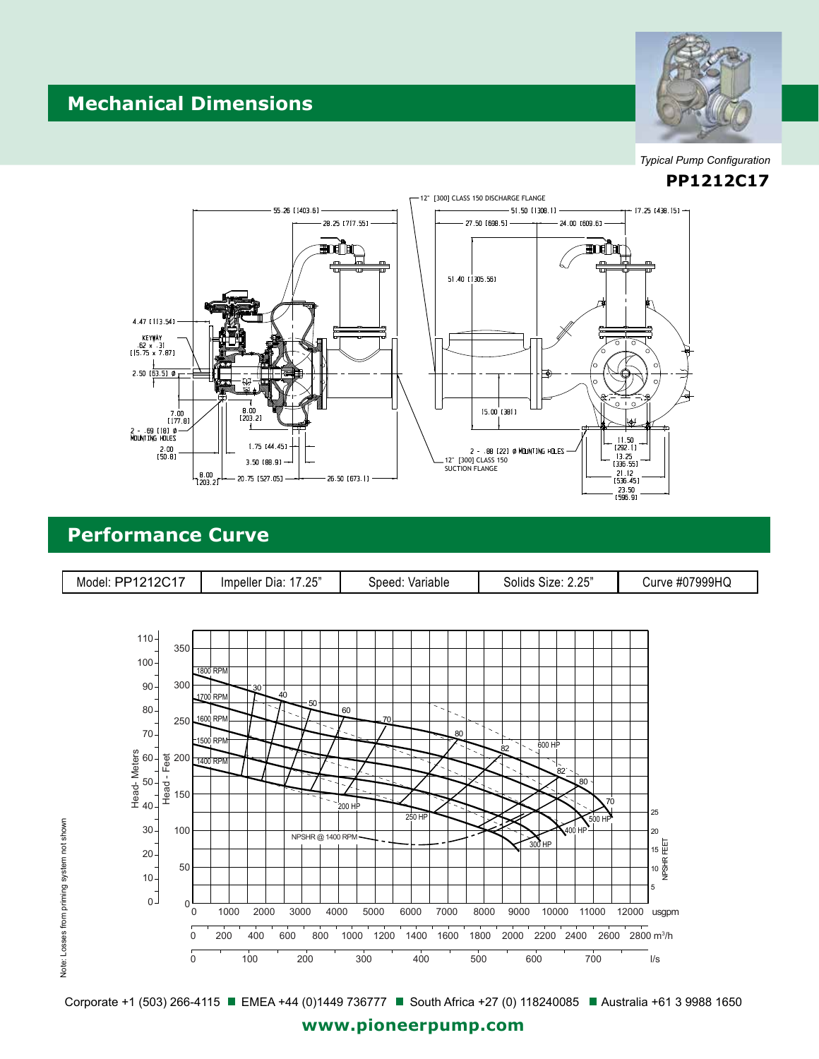## Mechanical Dimensions

*Typical Pump Configuration*

**PP1212C17**

12" [300] CLASS 150 DISCHARGE FLANGE
55.26 [1403.6]
28.25 [717.55]
51.50 [1308.1]
27.50 [698.5]
24.00 [609.6]
17.25 [438.15]
51.40 [1305.56]
4.47 [113.54]
KEYWAY
.62 x .31
[15.75 x 7.87]
2.50 [63.5] Ø
7.00
[177.8]
2 - .69 [18] Ø
MOUNTING HOLES
2.00
[50.8]
8.00
[203.2]
1.75 [44.45]
3.50 [88.9]
8.00
[203.2]
20.75 [527.05]
26.50 [673.1]
15.00 [381]
2 - .88 [22] Ø MOUNTING HOLES
12" [300] CLASS 150
SUCTION FLANGE
11.50
[292.1]
13.25
[336.55]
21.12
[536.45]
23.50
[596.9]

## Performance Curve

| Model: PP1212C17 | Impeller Dia: 17.25" | Speed: Variable | Solids Size: 2.25" | Curve #07999HQ |
|---|---|---|---|---|

Head- Meters
Head - Feet
1800 RPM
1700 RPM
1600 RPM
1500 RPM
1400 RPM
30
40
50
60
70
80
82
82
80
70
600 HP
500 HP
400 HP
300 HP
250 HP
200 HP
NPSHR @ 1400 RPM
NPSHR FEET
usgpm
m³/h
l/s

Note: Losses from priming system not shown

Corporate +1 (503) 266-4115 ■ EMEA +44 (0)1449 736777 ■ South Africa +27 (0) 118240085 ■ Australia +61 3 9988 1650

**www.pioneerpump.com**